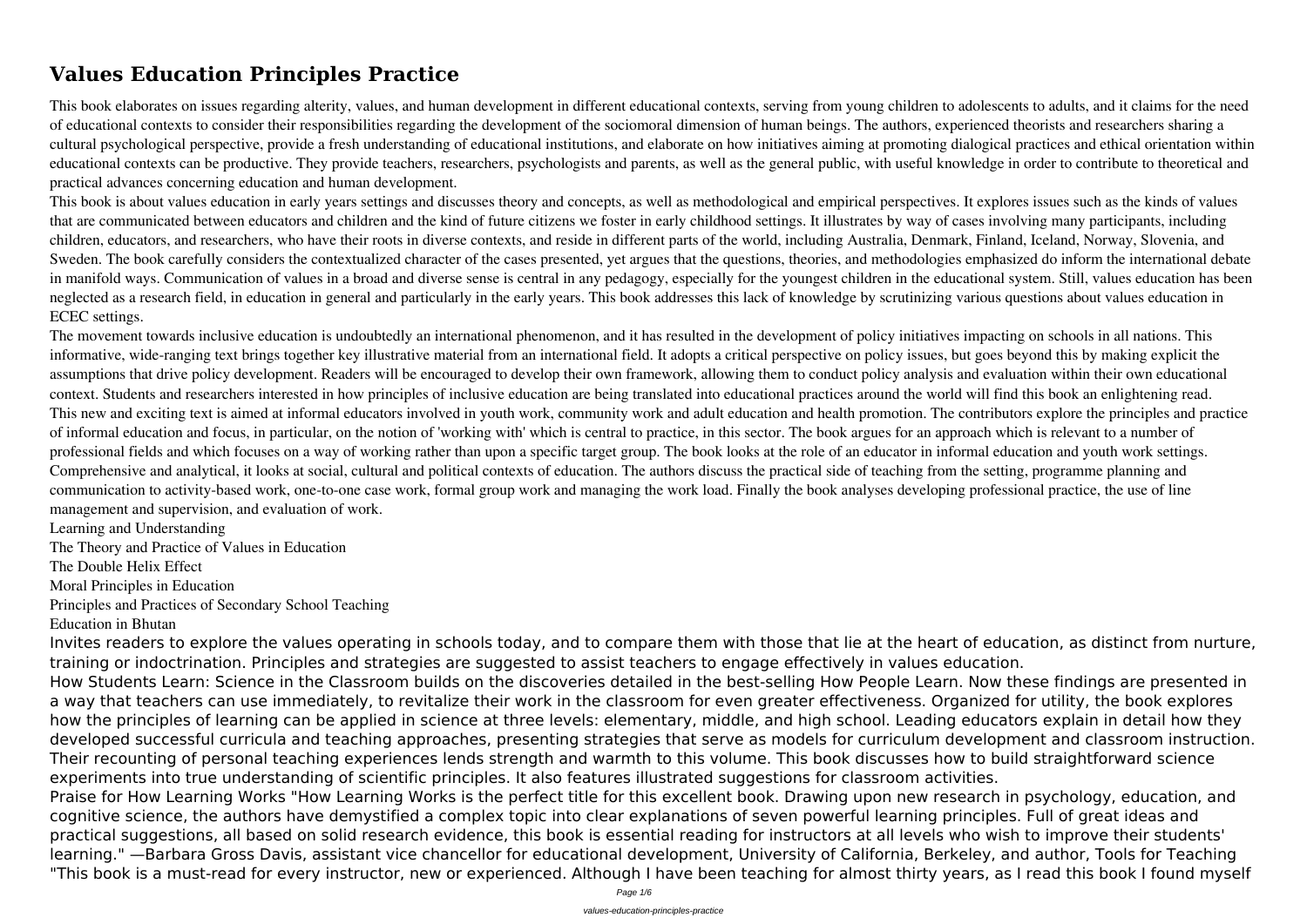# Values Education Principles Practice

This book elaborates on issues regarding alterity, values, and human development in different educational contexts, serving from young children to adolescents to adults, and it claims for the need of educational contexts to consider their responsibilities regarding the development of the sociomoral dimension of human beings. The authors, experienced theorists and researchers sharing a cultural psychological perspective, provide a fresh understanding of educational institutions, and elaborate on how initiatives aiming at promoting dialogical practices and ethical orientation within educational contexts can be productive. They provide teachers, researchers, psychologists and parents, as well as the general public, with useful knowledge in order to contribute to theoretical and practical advances concerning education and human development.

This book is about values education in early years settings and discusses theory and concepts, as well as methodological and empirical perspectives. It explores issues such as the kinds of values that are communicated between educators and children and the kind of future citizens we foster in early childhood settings. It illustrates by way of cases involving many participants, including children, educators, and researchers, who have their roots in diverse contexts, and reside in different parts of the world, including Australia, Denmark, Finland, Iceland, Norway, Slovenia, and Sweden. The book carefully considers the contextualized character of the cases presented, yet argues that the questions, theories, and methodologies emphasized do inform the international debate in manifold ways. Communication of values in a broad and diverse sense is central in any pedagogy, especially for the youngest children in the educational system. Still, values education has been neglected as a research field, in education in general and particularly in the early years. This book addresses this lack of knowledge by scrutinizing various questions about values education in ECEC settings.

The movement towards inclusive education is undoubtedly an international phenomenon, and it has resulted in the development of policy initiatives impacting on schools in all nations. This informative, wide-ranging text brings together key illustrative material from an international field. It adopts a critical perspective on policy issues, but goes beyond this by making explicit the assumptions that drive policy development. Readers will be encouraged to develop their own framework, allowing them to conduct policy analysis and evaluation within their own educational context. Students and researchers interested in how principles of inclusive education are being translated into educational practices around the world will find this book an enlightening read.

This new and exciting text is aimed at informal educators involved in youth work, community work and adult education and health promotion. The contributors explore the principles and practice of informal education and focus, in particular, on the notion of 'working with' which is central to practice, in this sector. The book argues for an approach which is relevant to a number of professional fields and which focuses on a way of working rather than upon a specific target group. The book looks at the role of an educator in informal education and youth work settings. Comprehensive and analytical, it looks at social, cultural and political contexts of education. The authors discuss the practical side of teaching from the setting, programme planning and communication to activity-based work, one-to-one case work, formal group work and managing the work load. Finally the book analyses developing professional practice, the use of line management and supervision, and evaluation of work.

Learning and Understanding

The Theory and Practice of Values in Education

The Double Helix Effect

Moral Principles in Education

Principles and Practices of Secondary School Teaching

Education in Bhutan

Invites readers to explore the values operating in schools today, and to compare them with those that lie at the heart of education, as distinct from nurture, training or indoctrination. Principles and strategies are suggested to assist teachers to engage effectively in values education.

How Students Learn: Science in the Classroom builds on the discoveries detailed in the best-selling How People Learn. Now these findings are presented in a way that teachers can use immediately, to revitalize their work in the classroom for even greater effectiveness. Organized for utility, the book explores how the principles of learning can be applied in science at three levels: elementary, middle, and high school. Leading educators explain in detail how they developed successful curricula and teaching approaches, presenting strategies that serve as models for curriculum development and classroom instruction. Their recounting of personal teaching experiences lends strength and warmth to this volume. This book discusses how to build straightforward science experiments into true understanding of scientific principles. It also features illustrated suggestions for classroom activities.

Praise for How Learning Works "How Learning Works is the perfect title for this excellent book. Drawing upon new research in psychology, education, and cognitive science, the authors have demystified a complex topic into clear explanations of seven powerful learning principles. Full of great ideas and practical suggestions, all based on solid research evidence, this book is essential reading for instructors at all levels who wish to improve their students' learning." —Barbara Gross Davis, assistant vice chancellor for educational development, University of California, Berkeley, and author, Tools for Teaching "This book is a must-read for every instructor, new or experienced. Although I have been teaching for almost thirty years, as I read this book I found myself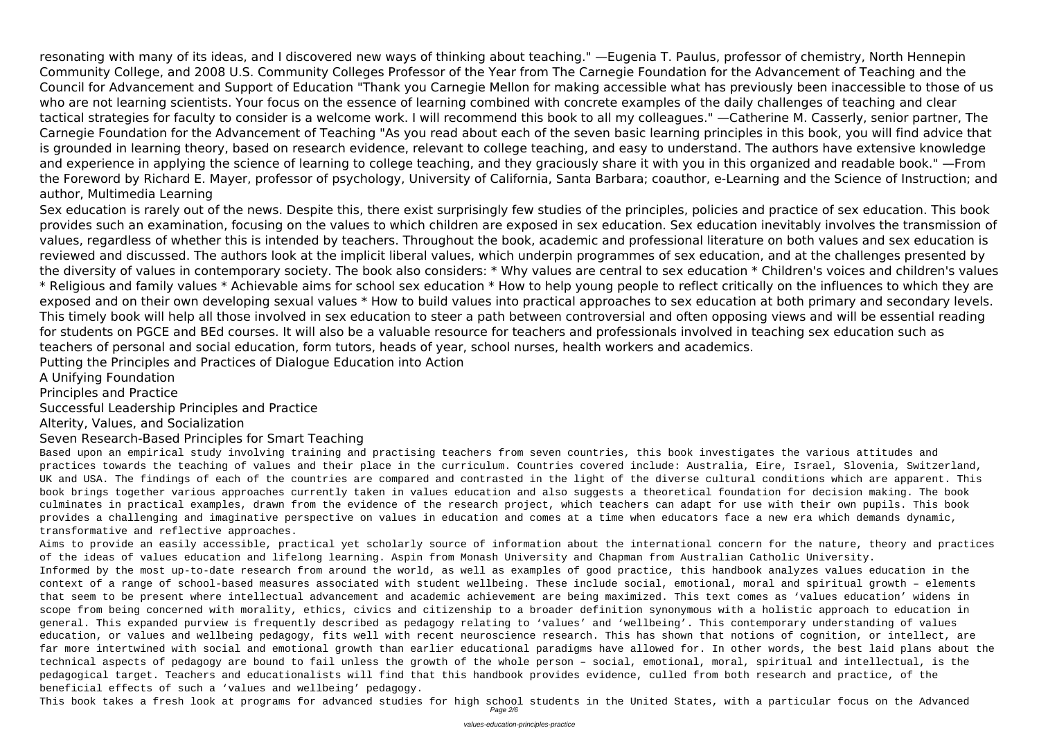resonating with many of its ideas, and I discovered new ways of thinking about teaching." —Eugenia T. Paulus, professor of chemistry, North Hennepin Community College, and 2008 U.S. Community Colleges Professor of the Year from The Carnegie Foundation for the Advancement of Teaching and the Council for Advancement and Support of Education "Thank you Carnegie Mellon for making accessible what has previously been inaccessible to those of us who are not learning scientists. Your focus on the essence of learning combined with concrete examples of the daily challenges of teaching and clear tactical strategies for faculty to consider is a welcome work. I will recommend this book to all my colleagues." —Catherine M. Casserly, senior partner, The Carnegie Foundation for the Advancement of Teaching "As you read about each of the seven basic learning principles in this book, you will find advice that is grounded in learning theory, based on research evidence, relevant to college teaching, and easy to understand. The authors have extensive knowledge and experience in applying the science of learning to college teaching, and they graciously share it with you in this organized and readable book." —From the Foreword by Richard E. Mayer, professor of psychology, University of California, Santa Barbara; coauthor, e-Learning and the Science of Instruction; and author, Multimedia Learning

Sex education is rarely out of the news. Despite this, there exist surprisingly few studies of the principles, policies and practice of sex education. This book provides such an examination, focusing on the values to which children are exposed in sex education. Sex education inevitably involves the transmission of values, regardless of whether this is intended by teachers. Throughout the book, academic and professional literature on both values and sex education is reviewed and discussed. The authors look at the implicit liberal values, which underpin programmes of sex education, and at the challenges presented by the diversity of values in contemporary society. The book also considers: * Why values are central to sex education * Children's voices and children's values * Religious and family values * Achievable aims for school sex education * How to help young people to reflect critically on the influences to which they are exposed and on their own developing sexual values * How to build values into practical approaches to sex education at both primary and secondary levels. This timely book will help all those involved in sex education to steer a path between controversial and often opposing views and will be essential reading for students on PGCE and BEd courses. It will also be a valuable resource for teachers and professionals involved in teaching sex education such as teachers of personal and social education, form tutors, heads of year, school nurses, health workers and academics.

## Putting the Principles and Practices of Dialogue Education into Action

## A Unifying Foundation

## Principles and Practice

## Successful Leadership Principles and Practice

## Alterity, Values, and Socialization

## Seven Research-Based Principles for Smart Teaching

Based upon an empirical study involving training and practising teachers from seven countries, this book investigates the various attitudes and practices towards the teaching of values and their place in the curriculum. Countries covered include: Australia, Eire, Israel, Slovenia, Switzerland, UK and USA. The findings of each of the countries are compared and contrasted in the light of the diverse cultural conditions which are apparent. This book brings together various approaches currently taken in values education and also suggests a theoretical foundation for decision making. The book culminates in practical examples, drawn from the evidence of the research project, which teachers can adapt for use with their own pupils. This book provides a challenging and imaginative perspective on values in education and comes at a time when educators face a new era which demands dynamic, transformative and reflective approaches.

Aims to provide an easily accessible, practical yet scholarly source of information about the international concern for the nature, theory and practices of the ideas of values education and lifelong learning. Aspin from Monash University and Chapman from Australian Catholic University.

Informed by the most up-to-date research from around the world, as well as examples of good practice, this handbook analyzes values education in the context of a range of school-based measures associated with student wellbeing. These include social, emotional, moral and spiritual growth – elements that seem to be present where intellectual advancement and academic achievement are being maximized. This text comes as 'values education' widens in scope from being concerned with morality, ethics, civics and citizenship to a broader definition synonymous with a holistic approach to education in general. This expanded purview is frequently described as pedagogy relating to 'values' and 'wellbeing'. This contemporary understanding of values education, or values and wellbeing pedagogy, fits well with recent neuroscience research. This has shown that notions of cognition, or intellect, are far more intertwined with social and emotional growth than earlier educational paradigms have allowed for. In other words, the best laid plans about the technical aspects of pedagogy are bound to fail unless the growth of the whole person – social, emotional, moral, spiritual and intellectual, is the pedagogical target. Teachers and educationalists will find that this handbook provides evidence, culled from both research and practice, of the beneficial effects of such a 'values and wellbeing' pedagogy.

This book takes a fresh look at programs for advanced studies for high school students in the United States, with a particular focus on the Advanced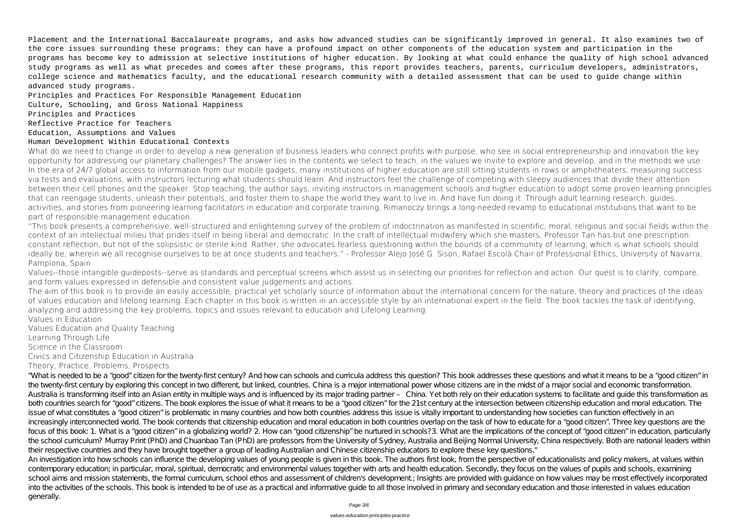Placement and the International Baccalaureate programs, and asks how advanced studies can be significantly improved in general. It also examines two of the core issues surrounding these programs: they can have a profound impact on other components of the education system and participation in the programs has become key to admission at selective institutions of higher education. By looking at what could enhance the quality of high school advanced study programs as well as what precedes and comes after these programs, this report provides teachers, parents, curriculum developers, administrators, college science and mathematics faculty, and the educational research community with a detailed assessment that can be used to guide change within advanced study programs.

Principles and Practices For Responsible Management Education

Culture, Schooling, and Gross National Happiness

Principles and Practices

Reflective Practice for Teachers

Education, Assumptions and Values

Human Development Within Educational Contexts

What do we need to change in order to develop a new generation of business leaders who connect profits with purpose, who see in social entrepreneurship and innovation the key opportunity for addressing our planetary challenges? The answer lies in the contents we select to teach, in the values we invite to explore and develop, and in the methods we use. In the era of 24/7 global access to information from our mobile gadgets, many institutions of higher education are still sitting students in rows or amphitheaters, measuring success via tests and evaluations, with instructors lecturing what students should learn. And instructors feel the challenge of competing with sleepy audiences that divide their attention between their cell phones and the speaker. Stop teaching, the author says, inviting instructors in management schools and higher education to adopt some proven learning principles that can reengage students, unleash their potentials, and foster them to shape the world they want to live in. And have fun doing it. Through adult learning research, guides, activities, and stories from pioneering learning facilitators in education and corporate training, Rimanoczy brings a long-needed revamp to educational institutions that want to be part of responsible management education.

"This book presents a comprehensive, well-structured and enlightening survey of the problem of indoctrination as manifested in scientific, moral, religious and social fields within the context of an intellectual milieu that prides itself in being liberal and democratic. In the craft of intellectual midwifery which she masters, Professor Tan has but one prescription: constant reflection, but not of the solipsistic or sterile kind. Rather, she advocates fearless questioning within the bounds of a community of learning, which is what schools should ideally be, wherein we all recognise ourselves to be at once students and teachers." - Professor Alejo José G. Sison, Rafael Escolà Chair of Professional Ethics, University of Navarra, Pamplona, Spain

Values--those intangible guideposts--serve as standards and perceptual screens which assist us in selecting our priorities for reflection and action. Our quest is to clarify, compare, and form values expressed in defensible and consistent value judgements and actions.

The aim of this book is to provide an easily accessible, practical yet scholarly source of information about the international concern for the nature, theory and practices of the ideas of values education and lifelong learning. Each chapter in this book is written in an accessible style by an international expert in the field. The book tackles the task of identifying, analyzing and addressing the key problems, topics and issues relevant to education and Lifelong Learning.

Values in Education

Values Education and Quality Teaching

Learning Through Life

Science in the Classroom

Civics and Citizenship Education in Australia

Theory, Practice, Problems, Prospects

"What is needed to be a "good" citizen for the twenty-first century? And how can schools and curricula address this question? This book addresses these questions and what it means to be a "good citizen" in the twenty-first century by exploring this concept in two different, but linked, countries. China is a major international power whose citizens are in the midst of a major social and economic transformation. Australia is transforming itself into an Asian entity in multiple ways and is influenced by its major trading partner – China. Yet both rely on their education systems to facilitate and guide this transformation as both countries search for "good" citizens. The book explores the issue of what it means to be a "good citizen" for the 21st century at the intersection between citizenship education and moral education. The issue of what constitutes a "good citizen" is problematic in many countries and how both countries address this issue is vitally important to understanding how societies can function effectively in an increasingly interconnected world. The book contends that citizenship education and moral education in both countries overlap on the task of how to educate for a "good citizen". Three key questions are the focus of this book: 1. What is a "good citizen" in a globalizing world? 2. How can "good citizenship" be nurtured in schools? 3. What are the implications of the concept of "good citizen" in education, particularly the school curriculum? Murray Print (PhD) and Chuanbao Tan (PhD) are professors from the University of Sydney, Australia and Beijing Normal University, China respectively. Both are national leaders within their respective countries and they have brought together a group of leading Australian and Chinese citizenship educators to explore these key questions."

An investigation into how schools can influence the developing values of young people is given in this book. The authors first look, from the perspective of educationalists and policy makers, at values within contemporary education; in particular, moral, spiritual, democratic and environmental values together with arts and health education. Secondly, they focus on the values of pupils and schools, examining school aims and mission statements, the formal curriculum, school ethos and assessment of children's development.; Insights are provided with guidance on how values may be most effectively incorporated into the activities of the schools. This book is intended to be of use as a practical and informative guide to all those involved in primary and secondary education and those interested in values education generally.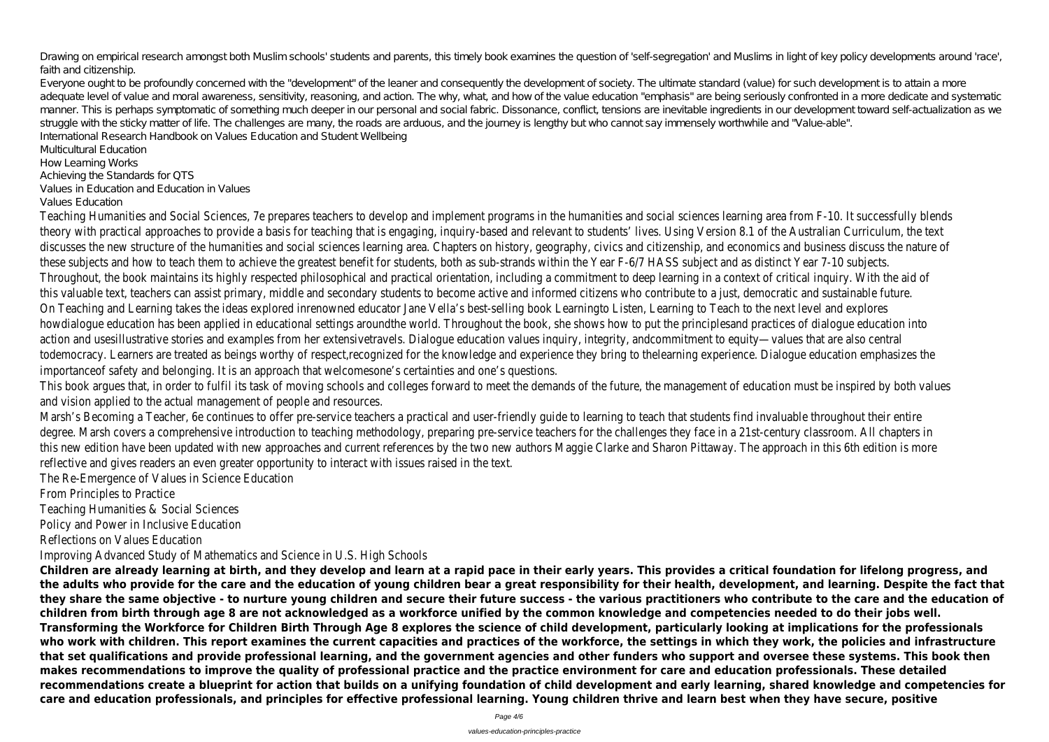Drawing on empirical research amongst both Muslim schools' students and parents, this timely book examines the question of 'self-segregation' and Muslims in light of key policy developments around 'race', faith and citizenship.

Everyone ought to be profoundly concerned with the "development" of the leaner and consequently the development of society. The ultimate standard (value) for such development is to attain a more adequate level of value and moral awareness, sensitivity, reasoning, and action. The why, what, and how of the value education "emphasis" are being seriously confronted in a more dedicate and systematic manner. This is perhaps symptomatic of something much deeper in our personal and social fabric. Dissonance, conflict, tensions are inevitable ingredients in our development toward self-actualization as we struggle with the sticky matter of life. The challenges are many, the roads are arduous, and the journey is lengthy but who cannot say immensely worthwhile and "Value-able".

International Research Handbook on Values Education and Student Wellbeing

Multicultural Education

How Learning Works

Achieving the Standards for QTS

Values in Education and Education in Values

Values Education

Teaching Humanities and Social Sciences, 7e prepares teachers to develop and implement programs in the humanities and social sciences learning area from F-10. It successfully blends theory with practical approaches to provide a basis for teaching that is engaging, inquiry-based and relevant to students' lives. Using Version 8.1 of the Australian Curriculum, the text discusses the new structure of the humanities and social sciences learning area. Chapters on history, geography, civics and citizenship, and economics and business discuss the nature of these subjects and how to teach them to achieve the greatest benefit for students, both as sub-strands within the Year F-6/7 HASS subject and as distinct Year 7-10 subjects. Throughout, the book maintains its highly respected philosophical and practical orientation, including a commitment to deep learning in a context of critical inquiry. With the aid of this valuable text, teachers can assist primary, middle and secondary students to become active and informed citizens who contribute to a just, democratic and sustainable future.

On Teaching and Learning takes the ideas explored inrenowned educator Jane Vella's best-selling book Learningto Listen, Learning to Teach to the next level and explores howdialogue education has been applied in educational settings aroundthe world. Throughout the book, she shows how to put the principlesand practices of dialogue education into action and usesillustrative stories and examples from her extensivetravels. Dialogue education values inquiry, integrity, andcommitment to equity—values that are also central todemocracy. Learners are treated as beings worthy of respect,recognized for the knowledge and experience they bring to thelearning experience. Dialogue education emphasizes the importanceof safety and belonging. It is an approach that welcomesone's certainties and one's questions.

This book argues that, in order to fulfil its task of moving schools and colleges forward to meet the demands of the future, the management of education must be inspired by both values and vision applied to the actual management of people and resources.

Marsh's Becoming a Teacher, 6e continues to offer pre-service teachers a practical and user-friendly guide to learning to teach that students find invaluable throughout their entire degree. Marsh covers a comprehensive introduction to teaching methodology, preparing pre-service teachers for the challenges they face in a 21st-century classroom. All chapters in this new edition have been updated with new approaches and current references by the two new authors Maggie Clarke and Sharon Pittaway. The approach in this 6th edition is more reflective and gives readers an even greater opportunity to interact with issues raised in the text.

The Re-Emergence of Values in Science Education

From Principles to Practice

Teaching Humanities & Social Sciences

Policy and Power in Inclusive Education

Reflections on Values Education

Improving Advanced Study of Mathematics and Science in U.S. High Schools

**Children are already learning at birth, and they develop and learn at a rapid pace in their early years. This provides a critical foundation for lifelong progress, and the adults who provide for the care and the education of young children bear a great responsibility for their health, development, and learning. Despite the fact that they share the same objective - to nurture young children and secure their future success - the various practitioners who contribute to the care and the education of children from birth through age 8 are not acknowledged as a workforce unified by the common knowledge and competencies needed to do their jobs well. Transforming the Workforce for Children Birth Through Age 8 explores the science of child development, particularly looking at implications for the professionals who work with children. This report examines the current capacities and practices of the workforce, the settings in which they work, the policies and infrastructure that set qualifications and provide professional learning, and the government agencies and other funders who support and oversee these systems. This book then makes recommendations to improve the quality of professional practice and the practice environment for care and education professionals. These detailed recommendations create a blueprint for action that builds on a unifying foundation of child development and early learning, shared knowledge and competencies for care and education professionals, and principles for effective professional learning. Young children thrive and learn best when they have secure, positive**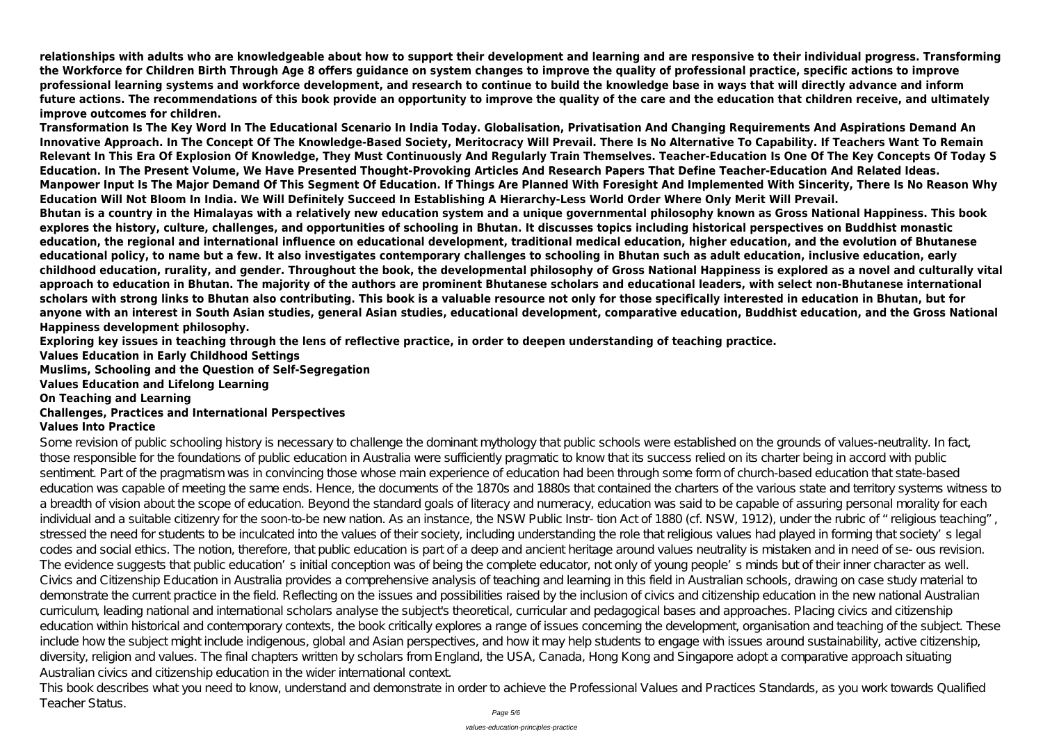**relationships with adults who are knowledgeable about how to support their development and learning and are responsive to their individual progress. Transforming the Workforce for Children Birth Through Age 8 offers guidance on system changes to improve the quality of professional practice, specific actions to improve professional learning systems and workforce development, and research to continue to build the knowledge base in ways that will directly advance and inform future actions. The recommendations of this book provide an opportunity to improve the quality of the care and the education that children receive, and ultimately improve outcomes for children.**

**Transformation Is The Key Word In The Educational Scenario In India Today. Globalisation, Privatisation And Changing Requirements And Aspirations Demand An Innovative Approach. In The Concept Of The Knowledge-Based Society, Meritocracy Will Prevail. There Is No Alternative To Capability. If Teachers Want To Remain Relevant In This Era Of Explosion Of Knowledge, They Must Continuously And Regularly Train Themselves. Teacher-Education Is One Of The Key Concepts Of Today S Education. In The Present Volume, We Have Presented Thought-Provoking Articles And Research Papers That Define Teacher-Education And Related Ideas. Manpower Input Is The Major Demand Of This Segment Of Education. If Things Are Planned With Foresight And Implemented With Sincerity, There Is No Reason Why Education Will Not Bloom In India. We Will Definitely Succeed In Establishing A Hierarchy-Less World Order Where Only Merit Will Prevail.**

**Bhutan is a country in the Himalayas with a relatively new education system and a unique governmental philosophy known as Gross National Happiness. This book explores the history, culture, challenges, and opportunities of schooling in Bhutan. It discusses topics including historical perspectives on Buddhist monastic education, the regional and international influence on educational development, traditional medical education, higher education, and the evolution of Bhutanese educational policy, to name but a few. It also investigates contemporary challenges to schooling in Bhutan such as adult education, inclusive education, early childhood education, rurality, and gender. Throughout the book, the developmental philosophy of Gross National Happiness is explored as a novel and culturally vital approach to education in Bhutan. The majority of the authors are prominent Bhutanese scholars and educational leaders, with select non-Bhutanese international scholars with strong links to Bhutan also contributing. This book is a valuable resource not only for those specifically interested in education in Bhutan, but for anyone with an interest in South Asian studies, general Asian studies, educational development, comparative education, Buddhist education, and the Gross National Happiness development philosophy.**

**Exploring key issues in teaching through the lens of reflective practice, in order to deepen understanding of teaching practice.**

**Values Education in Early Childhood Settings**

**Muslims, Schooling and the Question of Self-Segregation**

**Values Education and Lifelong Learning**

**On Teaching and Learning**

**Challenges, Practices and International Perspectives**

**Values Into Practice**

Some revision of public schooling history is necessary to challenge the dominant mythology that public schools were established on the grounds of values-neutrality. In fact, those responsible for the foundations of public education in Australia were sufficiently pragmatic to know that its success relied on its charter being in accord with public sentiment. Part of the pragmatism was in convincing those whose main experience of education had been through some form of church-based education that state-based education was capable of meeting the same ends. Hence, the documents of the 1870s and 1880s that contained the charters of the various state and territory systems witness to a breadth of vision about the scope of education. Beyond the standard goals of literacy and numeracy, education was said to be capable of assuring personal morality for each individual and a suitable citizenry for the soon-to-be new nation. As an instance, the NSW Public Instr- tion Act of 1880 (cf. NSW, 1912), under the rubric of " religious teaching" , stressed the need for students to be inculcated into the values of their society, including understanding the role that religious values had played in forming that society' s legal codes and social ethics. The notion, therefore, that public education is part of a deep and ancient heritage around values neutrality is mistaken and in need of se- ous revision. The evidence suggests that public education' s initial conception was of being the complete educator, not only of young people' s minds but of their inner character as well.

Civics and Citizenship Education in Australia provides a comprehensive analysis of teaching and learning in this field in Australian schools, drawing on case study material to demonstrate the current practice in the field. Reflecting on the issues and possibilities raised by the inclusion of civics and citizenship education in the new national Australian curriculum, leading national and international scholars analyse the subject's theoretical, curricular and pedagogical bases and approaches. Placing civics and citizenship education within historical and contemporary contexts, the book critically explores a range of issues concerning the development, organisation and teaching of the subject. These include how the subject might include indigenous, global and Asian perspectives, and how it may help students to engage with issues around sustainability, active citizenship, diversity, religion and values. The final chapters written by scholars from England, the USA, Canada, Hong Kong and Singapore adopt a comparative approach situating Australian civics and citizenship education in the wider international context.

This book describes what you need to know, understand and demonstrate in order to achieve the Professional Values and Practices Standards, as you work towards Qualified Teacher Status.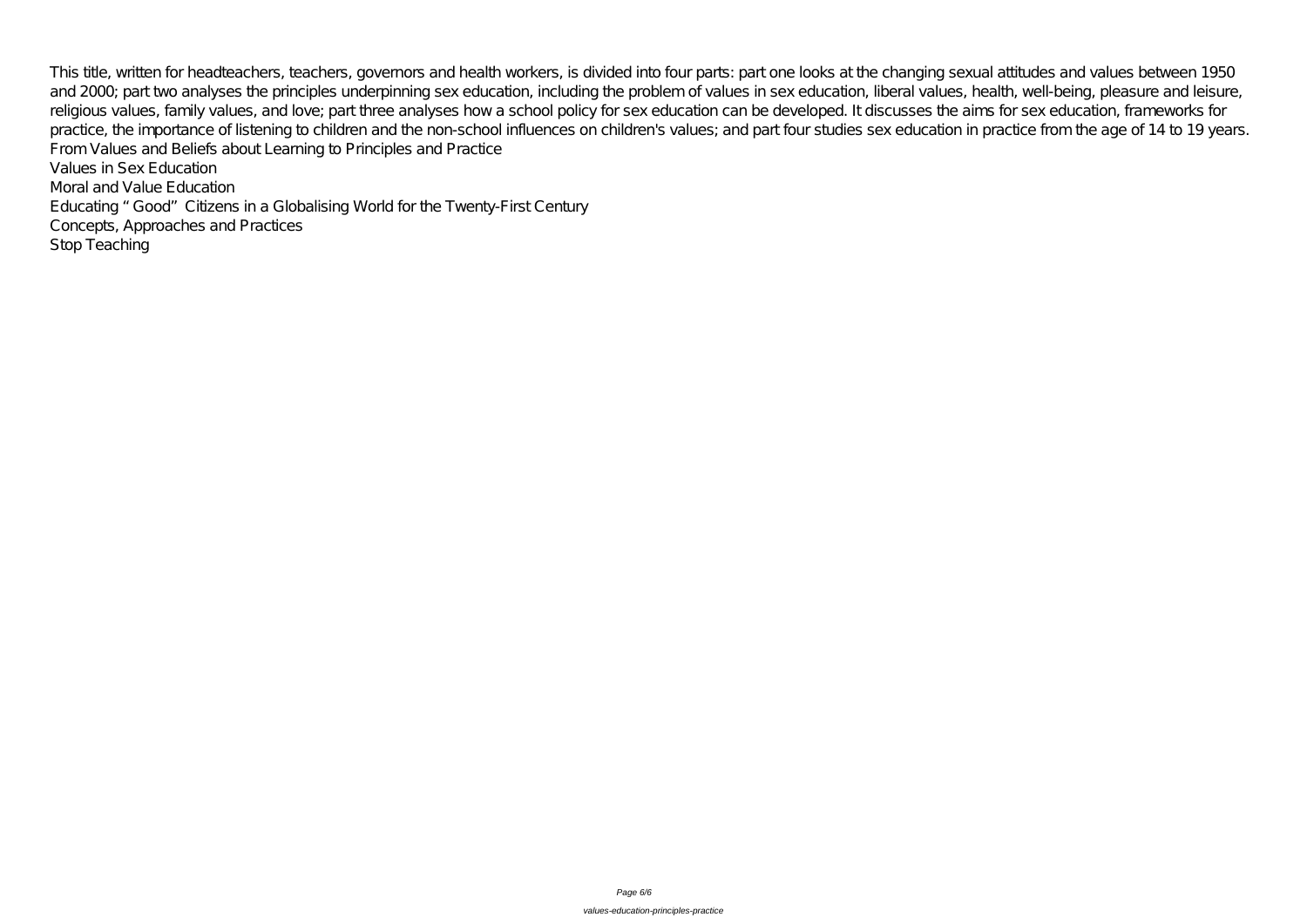This title, written for headteachers, teachers, governors and health workers, is divided into four parts: part one looks at the changing sexual attitudes and values between 1950 and 2000; part two analyses the principles underpinning sex education, including the problem of values in sex education, liberal values, health, well-being, pleasure and leisure, religious values, family values, and love; part three analyses how a school policy for sex education can be developed. It discusses the aims for sex education, frameworks for practice, the importance of listening to children and the non-school influences on children's values; and part four studies sex education in practice from the age of 14 to 19 years.

From Values and Beliefs about Learning to Principles and Practice

Values in Sex Education

Moral and Value Education

Educating "Good" Citizens in a Globalising World for the Twenty-First Century

Concepts, Approaches and Practices

Stop Teaching